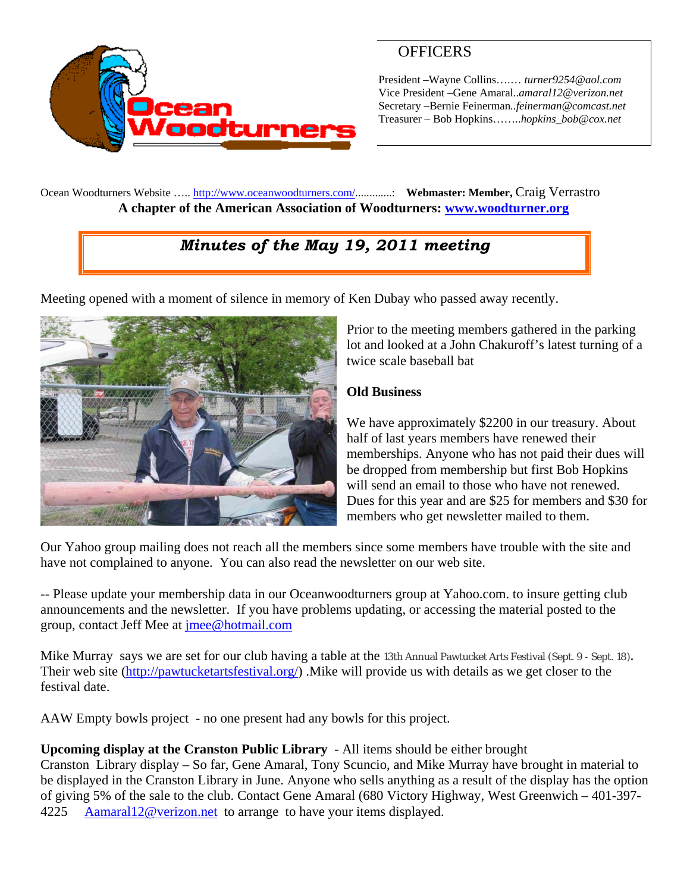Ocean Woodturners

## OFFICERS

President –Wayne Collins….… *turner9254@aol.com*
Vice President –Gene Amaral..*amaral12@verizon.net*
Secretary –Bernie Feinerman..*feinerman@comcast.net*
Treasurer – Bob Hopkins……..*hopkins_bob@cox.net*

Ocean Woodturners Website ….. http://www.oceanwoodturners.com/.............: **Webmaster: Member,** Craig Verrastro
**A chapter of the American Association of Woodturners: www.woodturner.org**

# *Minutes of the May 19, 2011 meeting*

Meeting opened with a moment of silence in memory of Ken Dubay who passed away recently.

Prior to the meeting members gathered in the parking lot and looked at a John Chakuroff's latest turning of a twice scale baseball bat

**Old Business**

We have approximately $2200 in our treasury. About half of last years members have renewed their memberships. Anyone who has not paid their dues will be dropped from membership but first Bob Hopkins will send an email to those who have not renewed. Dues for this year and are $25 for members and $30 for members who get newsletter mailed to them.

Our Yahoo group mailing does not reach all the members since some members have trouble with the site and have not complained to anyone. You can also read the newsletter on our web site.

-- Please update your membership data in our Oceanwoodturners group at Yahoo.com. to insure getting club announcements and the newsletter. If you have problems updating, or accessing the material posted to the group, contact Jeff Mee at jmee@hotmail.com

Mike Murray says we are set for our club having a table at the 13th Annual Pawtucket Arts Festival (Sept. 9 - Sept. 18). Their web site (http://pawtucketartsfestival.org/) .Mike will provide us with details as we get closer to the festival date.

AAW Empty bowls project - no one present had any bowls for this project.

**Upcoming display at the Cranston Public Library** - All items should be either brought
Cranston Library display – So far, Gene Amaral, Tony Scuncio, and Mike Murray have brought in material to be displayed in the Cranston Library in June. Anyone who sells anything as a result of the display has the option of giving 5% of the sale to the club. Contact Gene Amaral (680 Victory Highway, West Greenwich – 401-397-4225 Aamaral12@verizon.net to arrange to have your items displayed.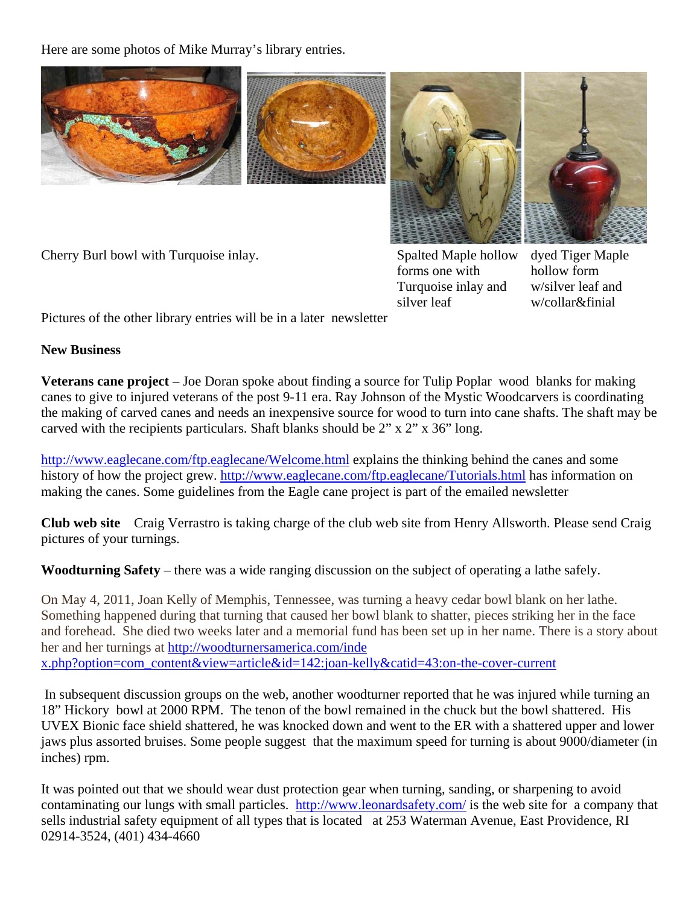Here are some photos of Mike Murray's library entries.

Cherry Burl bowl with Turquoise inlay.

Spalted Maple hollow forms one with Turquoise inlay and silver leaf

dyed Tiger Maple hollow form w/silver leaf and w/collar&finial

Pictures of the other library entries will be in a later newsletter

**New Business**

**Veterans cane project** – Joe Doran spoke about finding a source for Tulip Poplar wood blanks for making canes to give to injured veterans of the post 9-11 era. Ray Johnson of the Mystic Woodcarvers is coordinating the making of carved canes and needs an inexpensive source for wood to turn into cane shafts. The shaft may be carved with the recipients particulars. Shaft blanks should be 2" x 2" x 36" long.

http://www.eaglecane.com/ftp.eaglecane/Welcome.html explains the thinking behind the canes and some history of how the project grew. http://www.eaglecane.com/ftp.eaglecane/Tutorials.html has information on making the canes. Some guidelines from the Eagle cane project is part of the emailed newsletter

**Club web site** Craig Verrastro is taking charge of the club web site from Henry Allsworth. Please send Craig pictures of your turnings.

**Woodturning Safety** – there was a wide ranging discussion on the subject of operating a lathe safely.

On May 4, 2011, Joan Kelly of Memphis, Tennessee, was turning a heavy cedar bowl blank on her lathe. Something happened during that turning that caused her bowl blank to shatter, pieces striking her in the face and forehead. She died two weeks later and a memorial fund has been set up in her name. There is a story about her and her turnings at http://woodturnersamerica.com/index.php?option=com_content&view=article&id=142:joan-kelly&catid=43:on-the-cover-current

In subsequent discussion groups on the web, another woodturner reported that he was injured while turning an 18" Hickory bowl at 2000 RPM. The tenon of the bowl remained in the chuck but the bowl shattered. His UVEX Bionic face shield shattered, he was knocked down and went to the ER with a shattered upper and lower jaws plus assorted bruises. Some people suggest that the maximum speed for turning is about 9000/diameter (in inches) rpm.

It was pointed out that we should wear dust protection gear when turning, sanding, or sharpening to avoid contaminating our lungs with small particles. http://www.leonardsafety.com/ is the web site for a company that sells industrial safety equipment of all types that is located at 253 Waterman Avenue, East Providence, RI 02914-3524, (401) 434-4660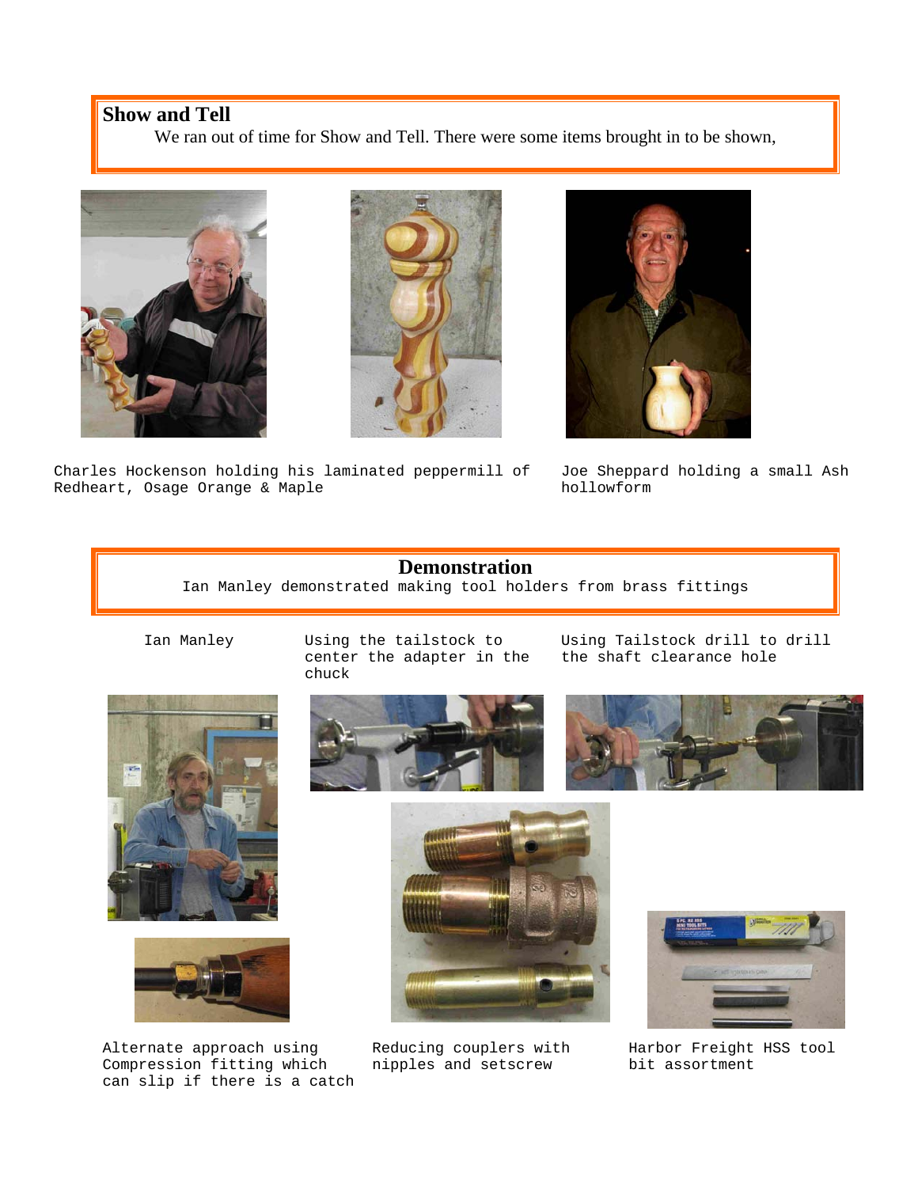## Show and Tell

We ran out of time for Show and Tell. There were some items brought in to be shown,

Charles Hockenson holding his laminated peppermill of Redheart, Osage Orange & Maple

Joe Sheppard holding a small Ash hollowform

## Demonstration

Ian Manley demonstrated making tool holders from brass fittings

Ian Manley

Using the tailstock to center the adapter in the chuck

Using Tailstock drill to drill the shaft clearance hole

Alternate approach using Compression fitting which can slip if there is a catch

Reducing couplers with nipples and setscrew

Harbor Freight HSS tool bit assortment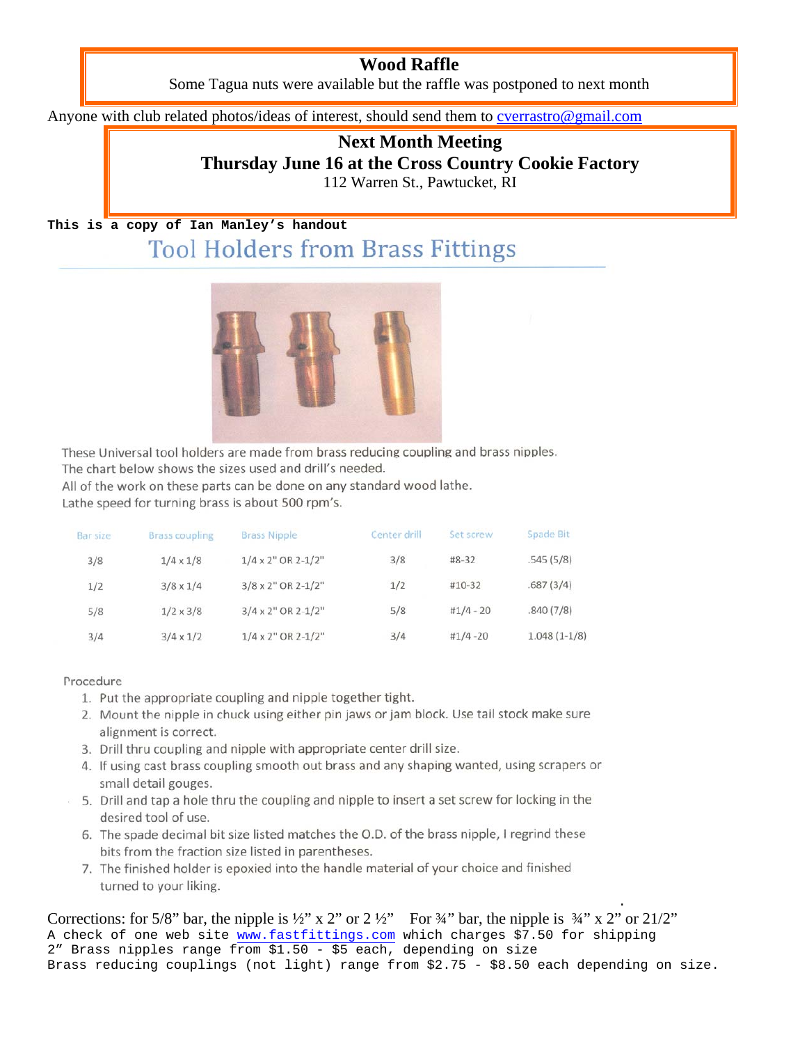**Wood Raffle**

Some Tagua nuts were available but the raffle was postponed to next month

Anyone with club related photos/ideas of interest, should send them to cverrastro@gmail.com

**Next Month Meeting**

**Thursday June 16 at the Cross Country Cookie Factory**

112 Warren St., Pawtucket, RI

**This is a copy of Ian Manley's handout**

# Tool Holders from Brass Fittings

These Universal tool holders are made from brass reducing coupling and brass nipples.
The chart below shows the sizes used and drill's needed.
All of the work on these parts can be done on any standard wood lathe.
Lathe speed for turning brass is about 500 rpm's.

| Bar size | Brass coupling | Brass Nipple | Center drill | Set screw | Spade Bit |
|---|---|---|---|---|---|
| 3/8 | 1/4 x 1/8 | 1/4 x 2" OR 2-1/2" | 3/8 | #8-32 | .545 (5/8) |
| 1/2 | 3/8 x 1/4 | 3/8 x 2" OR 2-1/2" | 1/2 | #10-32 | .687 (3/4) |
| 5/8 | 1/2 x 3/8 | 3/4 x 2" OR 2-1/2" | 5/8 | #1/4 - 20 | .840 (7/8) |
| 3/4 | 3/4 x 1/2 | 1/4 x 2" OR 2-1/2" | 3/4 | #1/4 -20 | 1.048 (1-1/8) |

Procedure

1. Put the appropriate coupling and nipple together tight.
2. Mount the nipple in chuck using either pin jaws or jam block. Use tail stock make sure alignment is correct.
3. Drill thru coupling and nipple with appropriate center drill size.
4. If using cast brass coupling smooth out brass and any shaping wanted, using scrapers or small detail gouges.
5. Drill and tap a hole thru the coupling and nipple to insert a set screw for locking in the desired tool of use.
6. The spade decimal bit size listed matches the O.D. of the brass nipple, I regrind these bits from the fraction size listed in parentheses.
7. The finished holder is epoxied into the handle material of your choice and finished turned to your liking.

Corrections: for 5/8" bar, the nipple is ½" x 2" or 2 ½"   For ¾" bar, the nipple is ¾" x 2" or 21/2"

A check of one web site www.fastfittings.com which charges $7.50 for shipping
2" Brass nipples range from $1.50 - $5 each, depending on size
Brass reducing couplings (not light) range from $2.75 - $8.50 each depending on size.